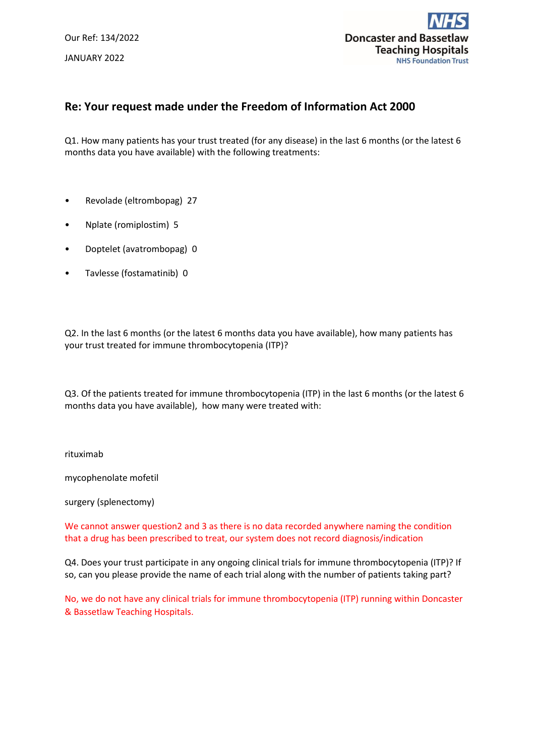Our Ref: 134/2022

JANUARY 2022

Doncaster and Bassetlaw Teaching Hospitals
NHS Foundation Trust

## Re: Your request made under the Freedom of Information Act 2000

Q1. How many patients has your trust treated (for any disease) in the last 6 months (or the latest 6 months data you have available) with the following treatments:

- Revolade (eltrombopag) 27
- Nplate (romiplostim) 5
- Doptelet (avatrombopag) 0
- Tavlesse (fostamatinib) 0

Q2. In the last 6 months (or the latest 6 months data you have available), how many patients has your trust treated for immune thrombocytopenia (ITP)?

Q3. Of the patients treated for immune thrombocytopenia (ITP) in the last 6 months (or the latest 6 months data you have available), how many were treated with:

rituximab

mycophenolate mofetil

surgery (splenectomy)

We cannot answer question2 and 3 as there is no data recorded anywhere naming the condition that a drug has been prescribed to treat, our system does not record diagnosis/indication

Q4. Does your trust participate in any ongoing clinical trials for immune thrombocytopenia (ITP)? If so, can you please provide the name of each trial along with the number of patients taking part?

No, we do not have any clinical trials for immune thrombocytopenia (ITP) running within Doncaster & Bassetlaw Teaching Hospitals.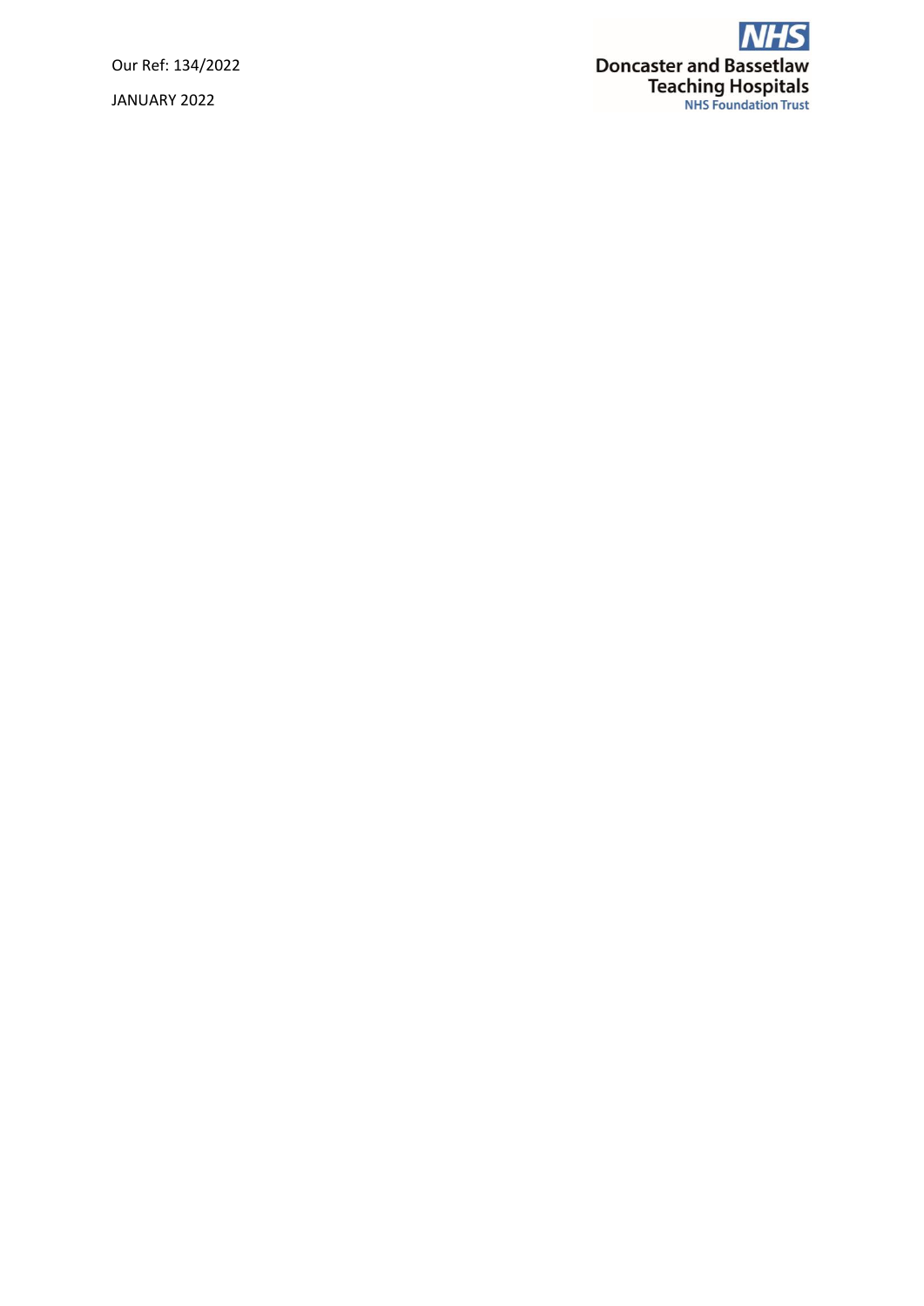Our Ref: 134/2022

JANUARY 2022

Doncaster and Bassetlaw Teaching Hospitals
NHS Foundation Trust